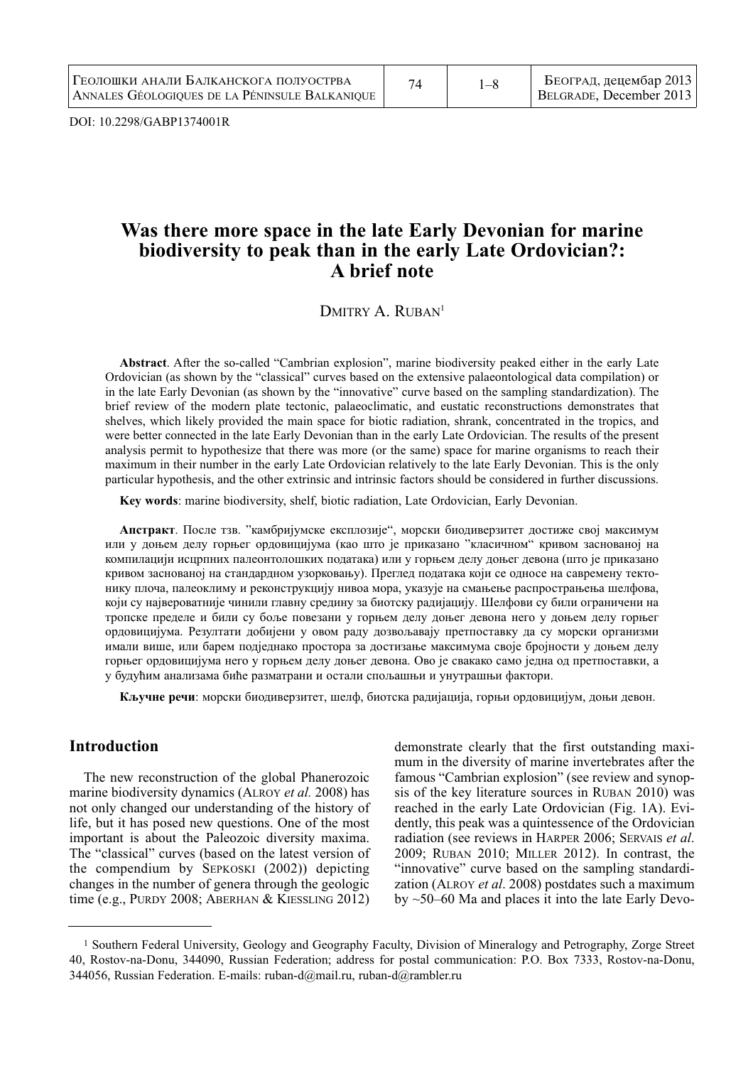DOI: 10.2298/GABP1374001R

# Was there more space in the late Early Devonian for marine biodiversity to peak than in the early Late Ordovician?: A brief note

DMITRY A. RUBAN[1]

**Abstract**. After the so-called "Cambrian explosion", marine biodiversity peaked either in the early Late Ordovician (as shown by the "classical" curves based on the extensive palaeontological data compilation) or in the late Early Devonian (as shown by the "innovative" curve based on the sampling standardization). The brief review of the modern plate tectonic, palaeoclimatic, and eustatic reconstructions demonstrates that shelves, which likely provided the main space for biotic radiation, shrank, concentrated in the tropics, and were better connected in the late Early Devonian than in the early Late Ordovician. The results of the present analysis permit to hypothesize that there was more (or the same) space for marine organisms to reach their maximum in their number in the early Late Ordovician relatively to the late Early Devonian. This is the only particular hypothesis, and the other extrinsic and intrinsic factors should be considered in further discussions.

**Key words**: marine biodiversity, shelf, biotic radiation, Late Ordovician, Early Devonian.

**Апстракт**. После тзв. "камбријумске експлозије", морски биодиверзитет достиже свој максимум или у доњем делу горњег ордовицијума (као што је приказано "класичном" кривом заснованој на компилацији исцрпних палеонтолошких података) или у горњем делу доњег девона (што је приказано кривом заснованој на стандардном узорковању). Преглед података који се односе на савремену тектонику плоча, палеоклиму и реконструкцију нивоа мора, указује на смањење распрострањења шелфова, који су највероватније чинили главну средину за биотску радијацију. Шелфови су били ограничени на тропске пределе и били су боље повезани у горњем делу доњег девона него у доњем делу горњег ордовицијума. Резултати добијени у овом раду дозвољавају претпоставку да су морски организми имали више, или барем подједнако простора за достизање максимума своје бројности у доњем делу горњег ордовицијума него у горњем делу доњег девона. Ово је свакако само једна од претпоставки, а у будућим анализама биће разматрани и остали спољашњи и унутрашњи фактори.

**Кључне речи**: морски биодиверзитет, шелф, биотска радијација, горњи ордовицијум, доњи девон.

## Introduction

The new reconstruction of the global Phanerozoic marine biodiversity dynamics (ALROY *et al.* 2008) has not only changed our understanding of the history of life, but it has posed new questions. One of the most important is about the Paleozoic diversity maxima. The "classical" curves (based on the latest version of the compendium by SEPKOSKI (2002)) depicting changes in the number of genera through the geologic time (e.g., PURDY 2008; ABERHAN & KIESSLING 2012) demonstrate clearly that the first outstanding maximum in the diversity of marine invertebrates after the famous "Cambrian explosion" (see review and synopsis of the key literature sources in RUBAN 2010) was reached in the early Late Ordovician (Fig. 1A). Evidently, this peak was a quintessence of the Ordovician radiation (see reviews in HARPER 2006; SERVAIS *et al*. 2009; RUBAN 2010; MILLER 2012). In contrast, the "innovative" curve based on the sampling standardization (ALROY *et al*. 2008) postdates such a maximum by ~50–60 Ma and places it into the late Early Devo-

[1] Southern Federal University, Geology and Geography Faculty, Division of Mineralogy and Petrography, Zorge Street 40, Rostov-na-Donu, 344090, Russian Federation; address for postal communication: P.O. Box 7333, Rostov-na-Donu, 344056, Russian Federation. E-mails: ruban-d@mail.ru, ruban-d@rambler.ru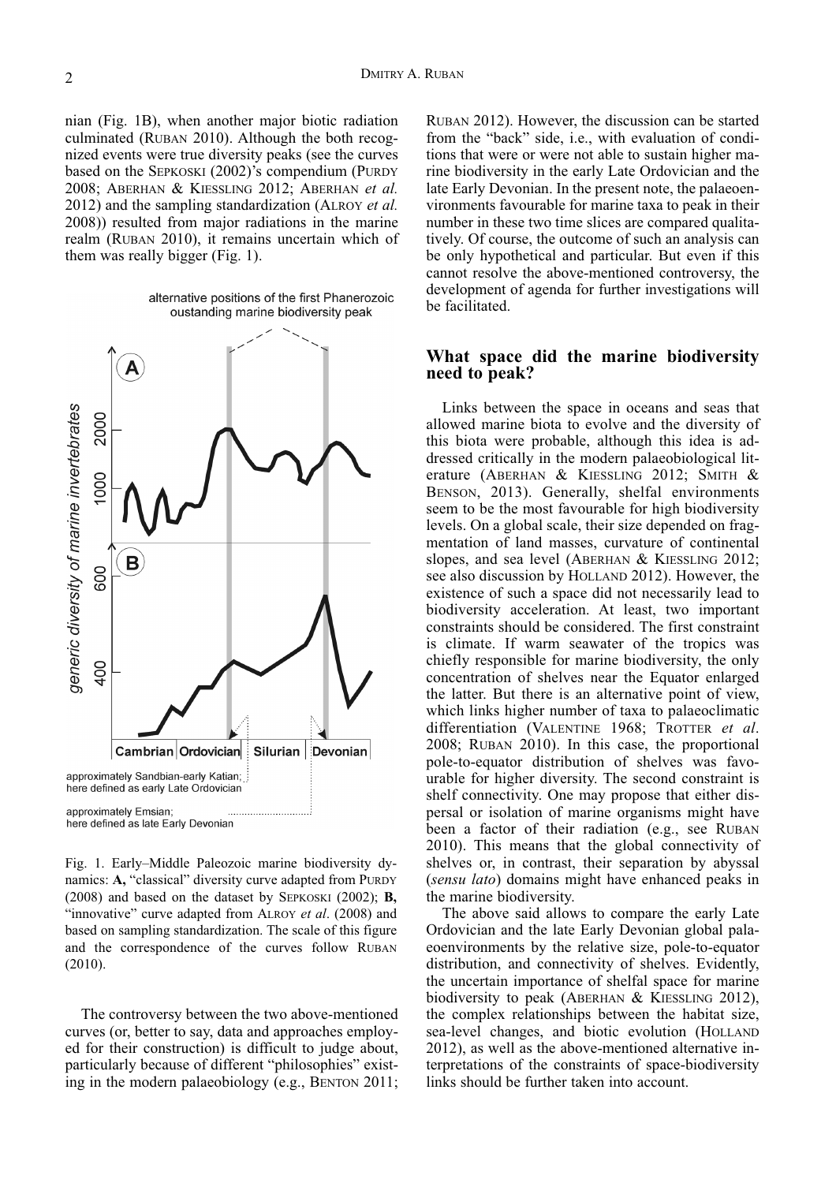nian (Fig. 1B), when another major biotic radiation culminated (RUBAN 2010). Although the both recognized events were true diversity peaks (see the curves based on the SEPKOSKI (2002)'s compendium (PURDY 2008; ABERHAN & KIESSLING 2012; ABERHAN *et al.* 2012) and the sampling standardization (ALROY *et al.* 2008)) resulted from major radiations in the marine realm (RUBAN 2010), it remains uncertain which of them was really bigger (Fig. 1).

Fig. 1. Early–Middle Paleozoic marine biodiversity dynamics: **A,** "classical" diversity curve adapted from PURDY (2008) and based on the dataset by SEPKOSKI (2002); **B,** "innovative" curve adapted from ALROY *et al*. (2008) and based on sampling standardization. The scale of this figure and the correspondence of the curves follow RUBAN (2010).

The controversy between the two above-mentioned curves (or, better to say, data and approaches employed for their construction) is difficult to judge about, particularly because of different "philosophies" existing in the modern palaeobiology (e.g., BENTON 2011; RUBAN 2012). However, the discussion can be started from the "back" side, i.e., with evaluation of conditions that were or were not able to sustain higher marine biodiversity in the early Late Ordovician and the late Early Devonian. In the present note, the palaeoenvironments favourable for marine taxa to peak in their number in these two time slices are compared qualitatively. Of course, the outcome of such an analysis can be only hypothetical and particular. But even if this cannot resolve the above-mentioned controversy, the development of agenda for further investigations will be facilitated.

## What space did the marine biodiversity need to peak?

Links between the space in oceans and seas that allowed marine biota to evolve and the diversity of this biota were probable, although this idea is addressed critically in the modern palaeobiological literature (ABERHAN & KIESSLING 2012; SMITH & BENSON, 2013). Generally, shelfal environments seem to be the most favourable for high biodiversity levels. On a global scale, their size depended on fragmentation of land masses, curvature of continental slopes, and sea level (ABERHAN & KIESSLING 2012; see also discussion by HOLLAND 2012). However, the existence of such a space did not necessarily lead to biodiversity acceleration. At least, two important constraints should be considered. The first constraint is climate. If warm seawater of the tropics was chiefly responsible for marine biodiversity, the only concentration of shelves near the Equator enlarged the latter. But there is an alternative point of view, which links higher number of taxa to palaeoclimatic differentiation (VALENTINE 1968; TROTTER *et al*. 2008; RUBAN 2010). In this case, the proportional pole-to-equator distribution of shelves was favourable for higher diversity. The second constraint is shelf connectivity. One may propose that either dispersal or isolation of marine organisms might have been a factor of their radiation (e.g., see RUBAN 2010). This means that the global connectivity of shelves or, in contrast, their separation by abyssal (*sensu lato*) domains might have enhanced peaks in the marine biodiversity.

The above said allows to compare the early Late Ordovician and the late Early Devonian global palaeoenvironments by the relative size, pole-to-equator distribution, and connectivity of shelves. Evidently, the uncertain importance of shelfal space for marine biodiversity to peak (ABERHAN & KIESSLING 2012), the complex relationships between the habitat size, sea-level changes, and biotic evolution (HOLLAND 2012), as well as the above-mentioned alternative interpretations of the constraints of space-biodiversity links should be further taken into account.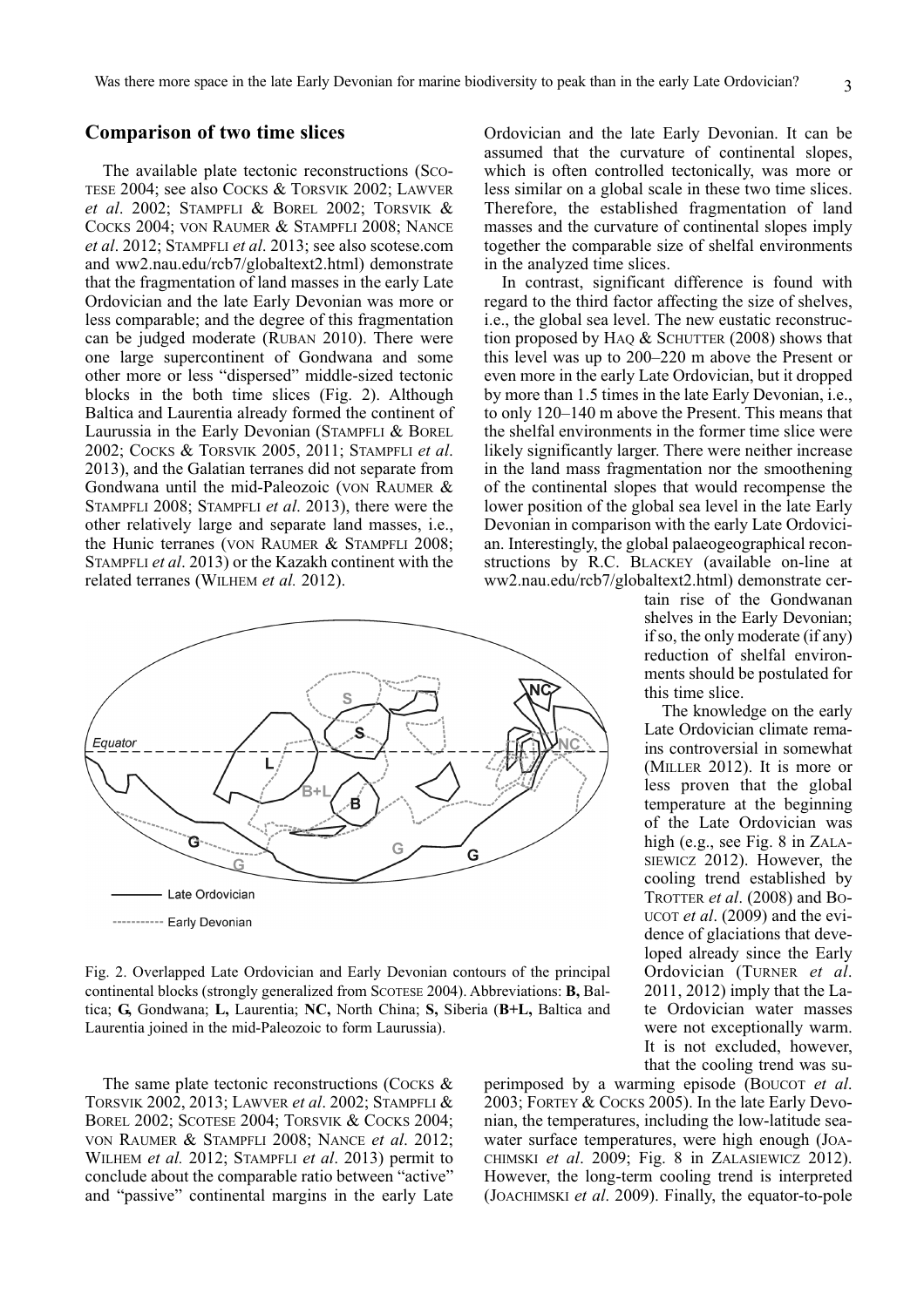## Comparison of two time slices

The available plate tectonic reconstructions (SCOTESE 2004; see also COCKS & TORSVIK 2002; LAWVER *et al*. 2002; STAMPFLI & BOREL 2002; TORSVIK & COCKS 2004; VON RAUMER & STAMPFLI 2008; NANCE *et al*. 2012; STAMPFLI *et al*. 2013; see also scotese.com and ww2.nau.edu/rcb7/globaltext2.html) demonstrate that the fragmentation of land masses in the early Late Ordovician and the late Early Devonian was more or less comparable; and the degree of this fragmentation can be judged moderate (RUBAN 2010). There were one large supercontinent of Gondwana and some other more or less "dispersed" middle-sized tectonic blocks in the both time slices (Fig. 2). Although Baltica and Laurentia already formed the continent of Laurussia in the Early Devonian (STAMPFLI & BOREL 2002; COCKS & TORSVIK 2005, 2011; STAMPFLI *et al*. 2013), and the Galatian terranes did not separate from Gondwana until the mid-Paleozoic (VON RAUMER & STAMPFLI 2008; STAMPFLI *et al*. 2013), there were the other relatively large and separate land masses, i.e., the Hunic terranes (VON RAUMER & STAMPFLI 2008; STAMPFLI *et al*. 2013) or the Kazakh continent with the related terranes (WILHEM *et al.* 2012).

Fig. 2. Overlapped Late Ordovician and Early Devonian contours of the principal continental blocks (strongly generalized from SCOTESE 2004). Abbreviations: **B,** Baltica; **G,** Gondwana; **L,** Laurentia; **NC,** North China; **S,** Siberia (**B+L,** Baltica and Laurentia joined in the mid-Paleozoic to form Laurussia).

The same plate tectonic reconstructions (COCKS & TORSVIK 2002, 2013; LAWVER *et al*. 2002; STAMPFLI & BOREL 2002; SCOTESE 2004; TORSVIK & COCKS 2004; VON RAUMER & STAMPFLI 2008; NANCE *et al*. 2012; WILHEM *et al.* 2012; STAMPFLI *et al*. 2013) permit to conclude about the comparable ratio between "active" and "passive" continental margins in the early Late Ordovician and the late Early Devonian. It can be assumed that the curvature of continental slopes, which is often controlled tectonically, was more or less similar on a global scale in these two time slices. Therefore, the established fragmentation of land masses and the curvature of continental slopes imply together the comparable size of shelfal environments in the analyzed time slices.

In contrast, significant difference is found with regard to the third factor affecting the size of shelves, i.e., the global sea level. The new eustatic reconstruction proposed by HAQ & SCHUTTER (2008) shows that this level was up to 200–220 m above the Present or even more in the early Late Ordovician, but it dropped by more than 1.5 times in the late Early Devonian, i.e., to only 120–140 m above the Present. This means that the shelfal environments in the former time slice were likely significantly larger. There were neither increase in the land mass fragmentation nor the smoothening of the continental slopes that would recompense the lower position of the global sea level in the late Early Devonian in comparison with the early Late Ordovician. Interestingly, the global palaeogeographical reconstructions by R.C. BLACKEY (available on-line at ww2.nau.edu/rcb7/globaltext2.html) demonstrate certain rise of the Gondwanan shelves in the Early Devonian; if so, the only moderate (if any) reduction of shelfal environments should be postulated for this time slice.

The knowledge on the early Late Ordovician climate remains controversial in somewhat (MILLER 2012). It is more or less proven that the global temperature at the beginning of the Late Ordovician was high (e.g., see Fig. 8 in ZALASIEWICZ 2012). However, the cooling trend established by TROTTER *et al*. (2008) and BOUCOT *et al*. (2009) and the evidence of glaciations that developed already since the Early Ordovician (TURNER *et al*. 2011, 2012) imply that the Late Ordovician water masses were not exceptionally warm. It is not excluded, however, that the cooling trend was superimposed by a warming episode (BOUCOT *et al*. 2003; FORTEY & COCKS 2005). In the late Early Devonian, the temperatures, including the low-latitude seawater surface temperatures, were high enough (JOACHIMSKI *et al*. 2009; Fig. 8 in ZALASIEWICZ 2012). However, the long-term cooling trend is interpreted (JOACHIMSKI *et al*. 2009). Finally, the equator-to-pole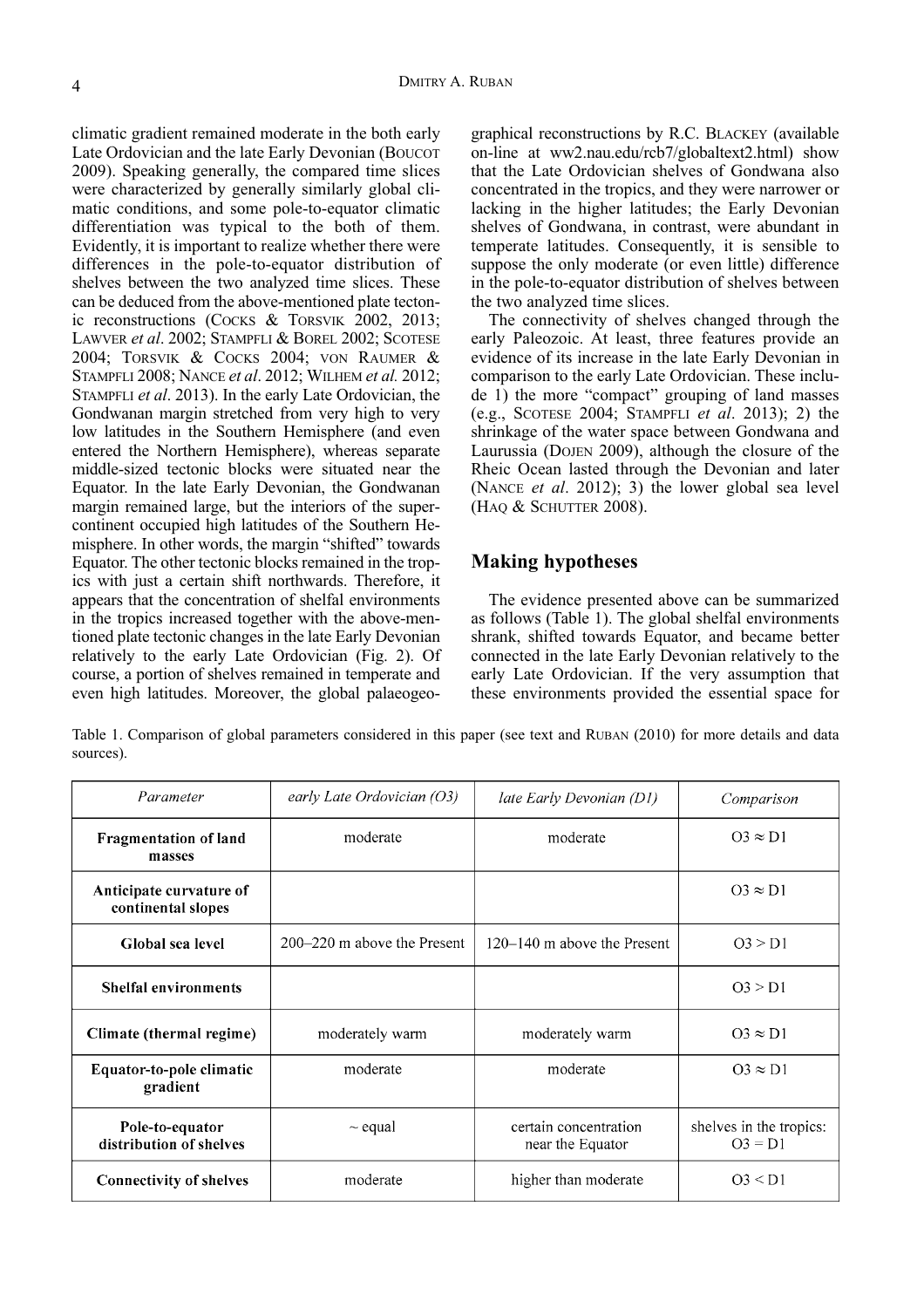climatic gradient remained moderate in the both early Late Ordovician and the late Early Devonian (BOUCOT 2009). Speaking generally, the compared time slices were characterized by generally similarly global climatic conditions, and some pole-to-equator climatic differentiation was typical to the both of them. Evidently, it is important to realize whether there were differences in the pole-to-equator distribution of shelves between the two analyzed time slices. These can be deduced from the above-mentioned plate tectonic reconstructions (COCKS & TORSVIK 2002, 2013; LAWVER *et al*. 2002; STAMPFLI & BOREL 2002; SCOTESE 2004; TORSVIK & COCKS 2004; VON RAUMER & STAMPFLI 2008; NANCE *et al*. 2012; WILHEM *et al.* 2012; STAMPFLI *et al*. 2013). In the early Late Ordovician, the Gondwanan margin stretched from very high to very low latitudes in the Southern Hemisphere (and even entered the Northern Hemisphere), whereas separate middle-sized tectonic blocks were situated near the Equator. In the late Early Devonian, the Gondwanan margin remained large, but the interiors of the supercontinent occupied high latitudes of the Southern Hemisphere. In other words, the margin "shifted" towards Equator. The other tectonic blocks remained in the tropics with just a certain shift northwards. Therefore, it appears that the concentration of shelfal environments in the tropics increased together with the above-mentioned plate tectonic changes in the late Early Devonian relatively to the early Late Ordovician (Fig. 2). Of course, a portion of shelves remained in temperate and even high latitudes. Moreover, the global palaeogeographical reconstructions by R.C. BLACKEY (available on-line at ww2.nau.edu/rcb7/globaltext2.html) show that the Late Ordovician shelves of Gondwana also concentrated in the tropics, and they were narrower or lacking in the higher latitudes; the Early Devonian shelves of Gondwana, in contrast, were abundant in temperate latitudes. Consequently, it is sensible to suppose the only moderate (or even little) difference in the pole-to-equator distribution of shelves between the two analyzed time slices.

The connectivity of shelves changed through the early Paleozoic. At least, three features provide an evidence of its increase in the late Early Devonian in comparison to the early Late Ordovician. These include 1) the more "compact" grouping of land masses (e.g., SCOTESE 2004; STAMPFLI *et al*. 2013); 2) the shrinkage of the water space between Gondwana and Laurussia (DOJEN 2009), although the closure of the Rheic Ocean lasted through the Devonian and later (NANCE *et al*. 2012); 3) the lower global sea level (HAQ & SCHUTTER 2008).

## Making hypotheses

The evidence presented above can be summarized as follows (Table 1). The global shelfal environments shrank, shifted towards Equator, and became better connected in the late Early Devonian relatively to the early Late Ordovician. If the very assumption that these environments provided the essential space for

Table 1. Comparison of global parameters considered in this paper (see text and RUBAN (2010) for more details and data sources).

| *Parameter* | *early Late Ordovician (O3)* | *late Early Devonian (D1)* | *Comparison* |
|---|---|---|---|
| **Fragmentation of land masses** | moderate | moderate | O3 ≈ D1 |
| **Anticipate curvature of continental slopes** | | | O3 ≈ D1 |
| **Global sea level** | 200–220 m above the Present | 120–140 m above the Present | O3 > D1 |
| **Shelfal environments** | | | O3 > D1 |
| **Climate (thermal regime)** | moderately warm | moderately warm | O3 ≈ D1 |
| **Equator-to-pole climatic gradient** | moderate | moderate | O3 ≈ D1 |
| **Pole-to-equator distribution of shelves** | ~ equal | certain concentration near the Equator | shelves in the tropics: O3 = D1 |
| **Connectivity of shelves** | moderate | higher than moderate | O3 < D1 |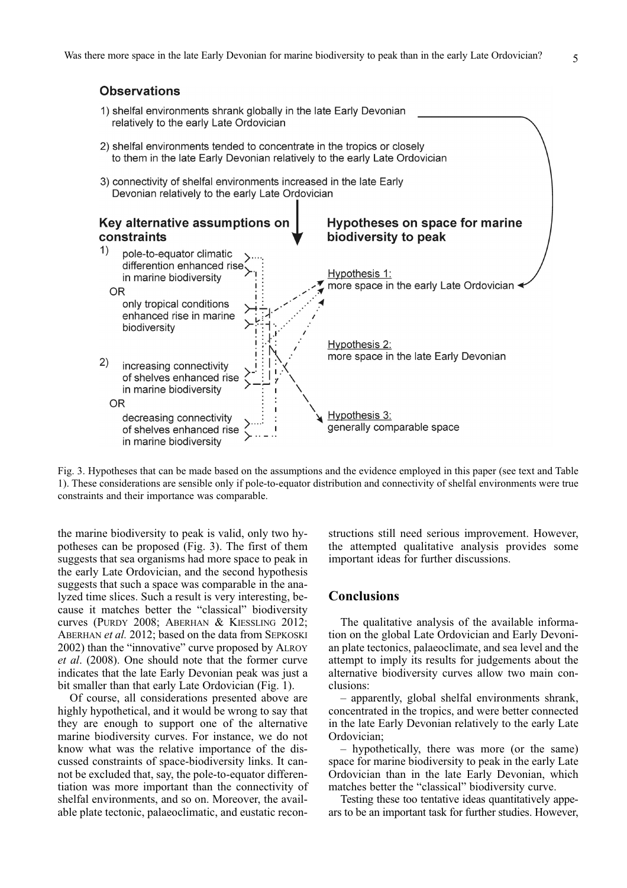**Observations**

1) shelfal environments shrank globally in the late Early Devonian relatively to the early Late Ordovician

2) shelfal environments tended to concentrate in the tropics or closely to them in the late Early Devonian relatively to the early Late Ordovician

3) connectivity of shelfal environments increased in the late Early Devonian relatively to the early Late Ordovician

**Key alternative assumptions on constraints**

1) pole-to-equator climatic differention enhanced rise in marine biodiversity
OR
only tropical conditions enhanced rise in marine biodiversity

2) increasing connectivity of shelves enhanced rise in marine biodiversity
OR
decreasing connectivity of shelves enhanced rise in marine biodiversity

**Hypotheses on space for marine biodiversity to peak**

Hypothesis 1:
more space in the early Late Ordovician

Hypothesis 2:
more space in the late Early Devonian

Hypothesis 3:
generally comparable space

Fig. 3. Hypotheses that can be made based on the assumptions and the evidence employed in this paper (see text and Table 1). These considerations are sensible only if pole-to-equator distribution and connectivity of shelfal environments were true constraints and their importance was comparable.

the marine biodiversity to peak is valid, only two hypotheses can be proposed (Fig. 3). The first of them suggests that sea organisms had more space to peak in the early Late Ordovician, and the second hypothesis suggests that such a space was comparable in the analyzed time slices. Such a result is very interesting, because it matches better the "classical" biodiversity curves (Purdy 2008; Aberhan & Kiessling 2012; Aberhan *et al.* 2012; based on the data from Sepkoski 2002) than the "innovative" curve proposed by Alroy *et al*. (2008). One should note that the former curve indicates that the late Early Devonian peak was just a bit smaller than that early Late Ordovician (Fig. 1).

Of course, all considerations presented above are highly hypothetical, and it would be wrong to say that they are enough to support one of the alternative marine biodiversity curves. For instance, we do not know what was the relative importance of the discussed constraints of space-biodiversity links. It cannot be excluded that, say, the pole-to-equator differentiation was more important than the connectivity of shelfal environments, and so on. Moreover, the available plate tectonic, palaeoclimatic, and eustatic reconstructions still need serious improvement. However, the attempted qualitative analysis provides some important ideas for further discussions.

## Conclusions

The qualitative analysis of the available information on the global Late Ordovician and Early Devonian plate tectonics, palaeoclimate, and sea level and the attempt to imply its results for judgements about the alternative biodiversity curves allow two main conclusions:

– apparently, global shelfal environments shrank, concentrated in the tropics, and were better connected in the late Early Devonian relatively to the early Late Ordovician;

– hypothetically, there was more (or the same) space for marine biodiversity to peak in the early Late Ordovician than in the late Early Devonian, which matches better the "classical" biodiversity curve.

Testing these too tentative ideas quantitatively appears to be an important task for further studies. However,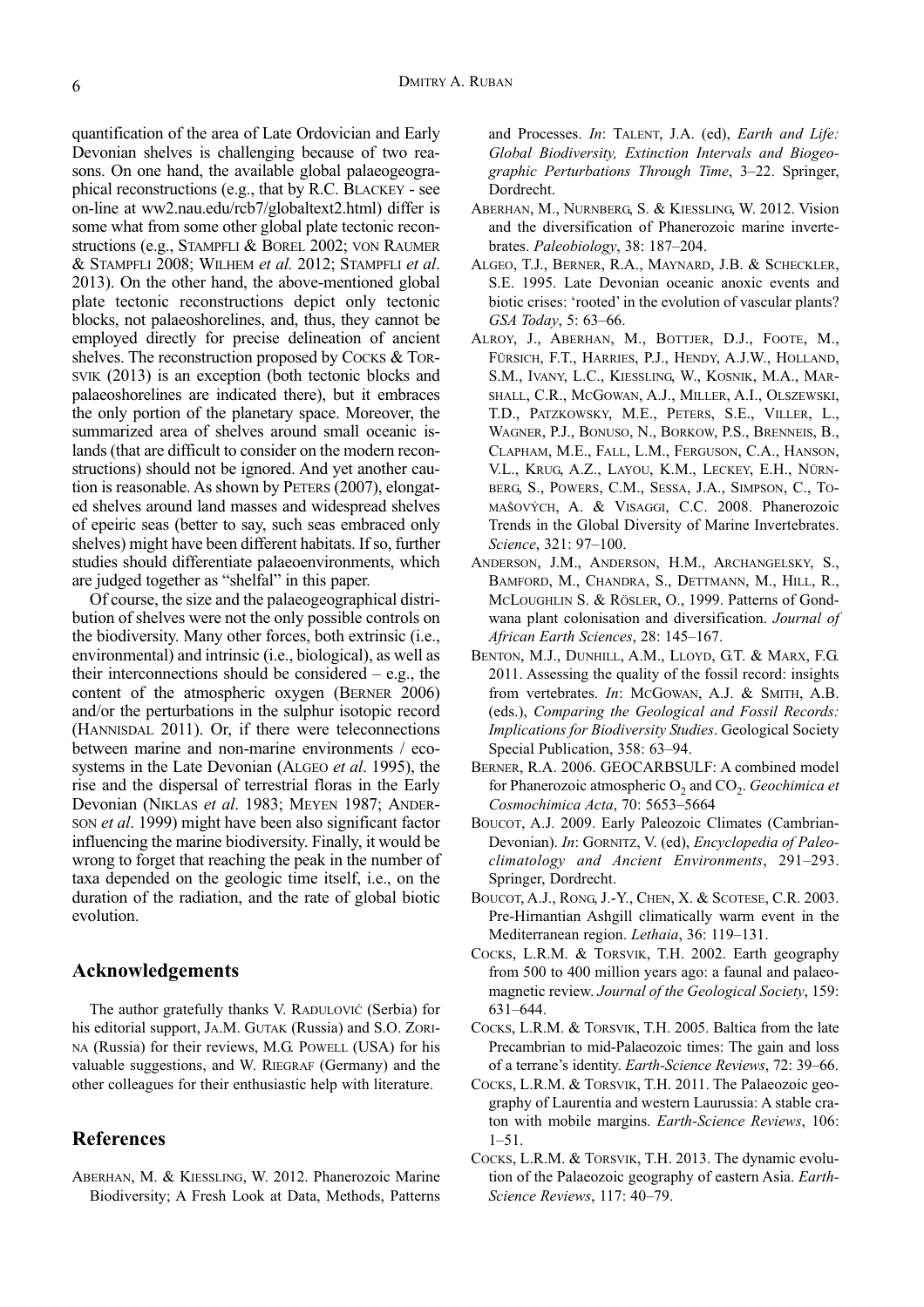quantification of the area of Late Ordovician and Early Devonian shelves is challenging because of two reasons. On one hand, the available global palaeogeographical reconstructions (e.g., that by R.C. BLACKEY - see on-line at ww2.nau.edu/rcb7/globaltext2.html) differ is some what from some other global plate tectonic reconstructions (e.g., STAMPFLI & BOREL 2002; VON RAUMER & STAMPFLI 2008; WILHEM *et al.* 2012; STAMPFLI *et al*. 2013). On the other hand, the above-mentioned global plate tectonic reconstructions depict only tectonic blocks, not palaeoshorelines, and, thus, they cannot be employed directly for precise delineation of ancient shelves. The reconstruction proposed by COCKS & TORSVIK (2013) is an exception (both tectonic blocks and palaeoshorelines are indicated there), but it embraces the only portion of the planetary space. Moreover, the summarized area of shelves around small oceanic islands (that are difficult to consider on the modern reconstructions) should not be ignored. And yet another caution is reasonable. As shown by PETERS (2007), elongated shelves around land masses and widespread shelves of epeiric seas (better to say, such seas embraced only shelves) might have been different habitats. If so, further studies should differentiate palaeoenvironments, which are judged together as "shelfal" in this paper.

Of course, the size and the palaeogeographical distribution of shelves were not the only possible controls on the biodiversity. Many other forces, both extrinsic (i.e., environmental) and intrinsic (i.e., biological), as well as their interconnections should be considered – e.g., the content of the atmospheric oxygen (BERNER 2006) and/or the perturbations in the sulphur isotopic record (HANNISDAL 2011). Or, if there were teleconnections between marine and non-marine environments / ecosystems in the Late Devonian (ALGEO *et al*. 1995), the rise and the dispersal of terrestrial floras in the Early Devonian (NIKLAS *et al*. 1983; MEYEN 1987; ANDERSON *et al*. 1999) might have been also significant factor influencing the marine biodiversity. Finally, it would be wrong to forget that reaching the peak in the number of taxa depended on the geologic time itself, i.e., on the duration of the radiation, and the rate of global biotic evolution.

## Acknowledgements

The author gratefully thanks V. RADULOVIĆ (Serbia) for his editorial support, JA.M. GUTAK (Russia) and S.O. ZORINA (Russia) for their reviews, M.G. POWELL (USA) for his valuable suggestions, and W. RIEGRAF (Germany) and the other colleagues for their enthusiastic help with literature.

## References

ABERHAN, M. & KIESSLING, W. 2012. Phanerozoic Marine Biodiversity; A Fresh Look at Data, Methods, Patterns and Processes. *In*: TALENT, J.A. (ed), *Earth and Life: Global Biodiversity, Extinction Intervals and Biogeographic Perturbations Through Time*, 3–22. Springer, Dordrecht.

ABERHAN, M., NURNBERG, S. & KIESSLING, W. 2012. Vision and the diversification of Phanerozoic marine invertebrates. *Paleobiology*, 38: 187–204.

ALGEO, T.J., BERNER, R.A., MAYNARD, J.B. & SCHECKLER, S.E. 1995. Late Devonian oceanic anoxic events and biotic crises: 'rooted' in the evolution of vascular plants? *GSA Today*, 5: 63–66.

ALROY, J., ABERHAN, M., BOTTJER, D.J., FOOTE, M., FÜRSICH, F.T., HARRIES, P.J., HENDY, A.J.W., HOLLAND, S.M., IVANY, L.C., KIESSLING, W., KOSNIK, M.A., MARSHALL, C.R., MCGOWAN, A.J., MILLER, A.I., OLSZEWSKI, T.D., PATZKOWSKY, M.E., PETERS, S.E., VILLER, L., WAGNER, P.J., BONUSO, N., BORKOW, P.S., BRENNEIS, B., CLAPHAM, M.E., FALL, L.M., FERGUSON, C.A., HANSON, V.L., KRUG, A.Z., LAYOU, K.M., LECKEY, E.H., NÜRNBERG, S., POWERS, C.M., SESSA, J.A., SIMPSON, C., TOMAŠOVÝCH, A. & VISAGGI, C.C. 2008. Phanerozoic Trends in the Global Diversity of Marine Invertebrates. *Science*, 321: 97–100.

ANDERSON, J.M., ANDERSON, H.M., ARCHANGELSKY, S., BAMFORD, M., CHANDRA, S., DETTMANN, M., HILL, R., MCLOUGHLIN S. & RÖSLER, O., 1999. Patterns of Gondwana plant colonisation and diversification. *Journal of African Earth Sciences*, 28: 145–167.

BENTON, M.J., DUNHILL, A.M., LLOYD, G.T. & MARX, F.G. 2011. Assessing the quality of the fossil record: insights from vertebrates. *In*: MCGOWAN, A.J. & SMITH, A.B. (eds.), *Comparing the Geological and Fossil Records: Implications for Biodiversity Studies*. Geological Society Special Publication, 358: 63–94.

BERNER, R.A. 2006. GEOCARBSULF: A combined model for Phanerozoic atmospheric $O_2$ and $CO_2$. *Geochimica et Cosmochimica Acta*, 70: 5653–5664

BOUCOT, A.J. 2009. Early Paleozoic Climates (Cambrian-Devonian). *In*: GORNITZ, V. (ed), *Encyclopedia of Paleoclimatology and Ancient Environments*, 291–293. Springer, Dordrecht.

BOUCOT, A.J., RONG, J.-Y., CHEN, X. & SCOTESE, C.R. 2003. Pre-Hirnantian Ashgill climatically warm event in the Mediterranean region. *Lethaia*, 36: 119–131.

COCKS, L.R.M. & TORSVIK, T.H. 2002. Earth geography from 500 to 400 million years ago: a faunal and palaeomagnetic review. *Journal of the Geological Society*, 159: 631–644.

COCKS, L.R.M. & TORSVIK, T.H. 2005. Baltica from the late Precambrian to mid-Palaeozoic times: The gain and loss of a terrane's identity. *Earth-Science Reviews*, 72: 39–66.

COCKS, L.R.M. & TORSVIK, T.H. 2011. The Palaeozoic geography of Laurentia and western Laurussia: A stable craton with mobile margins. *Earth-Science Reviews*, 106: 1–51.

COCKS, L.R.M. & TORSVIK, T.H. 2013. The dynamic evolution of the Palaeozoic geography of eastern Asia. *Earth-Science Reviews*, 117: 40–79.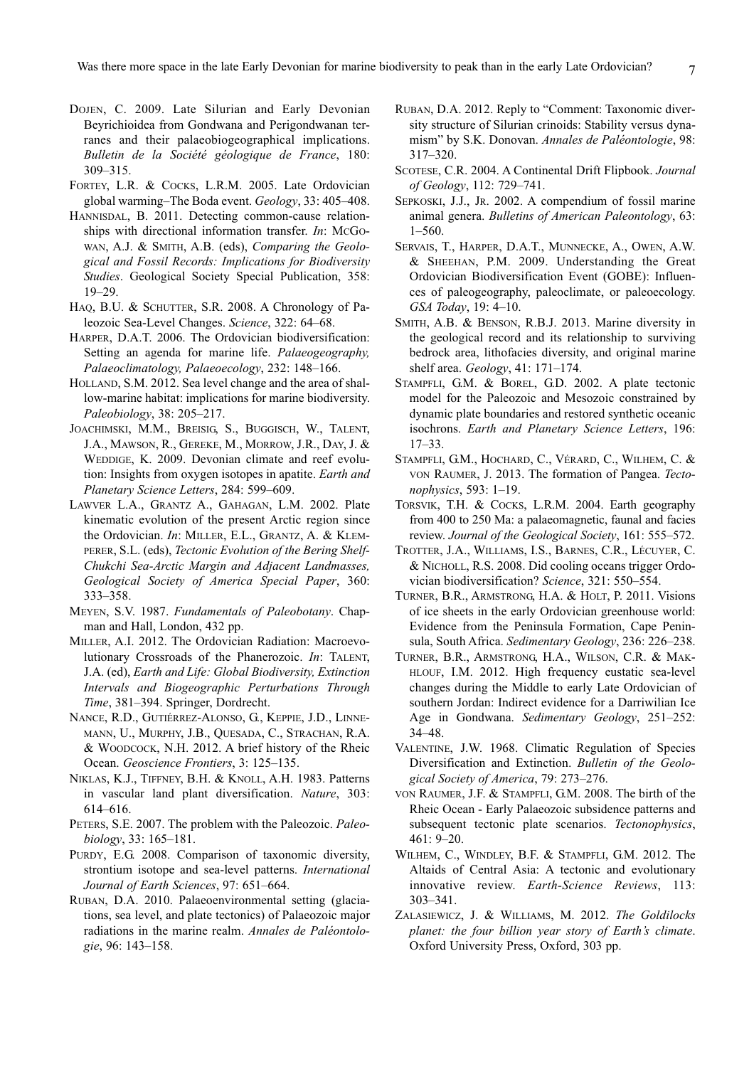Dojen, C. 2009. Late Silurian and Early Devonian Beyrichioidea from Gondwana and Perigondwanan terranes and their palaeobiogeographical implications. *Bulletin de la Société géologique de France*, 180: 309–315.

Fortey, L.R. & Cocks, L.R.M. 2005. Late Ordovician global warming–The Boda event. *Geology*, 33: 405–408.

Hannisdal, B. 2011. Detecting common-cause relationships with directional information transfer. *In*: McGowan, A.J. & Smith, A.B. (eds), *Comparing the Geological and Fossil Records: Implications for Biodiversity Studies*. Geological Society Special Publication, 358: 19–29.

Haq, B.U. & Schutter, S.R. 2008. A Chronology of Paleozoic Sea-Level Changes. *Science*, 322: 64–68.

Harper, D.A.T. 2006. The Ordovician biodiversification: Setting an agenda for marine life. *Palaeogeography, Palaeoclimatology, Palaeoecology*, 232: 148–166.

Holland, S.M. 2012. Sea level change and the area of shallow-marine habitat: implications for marine biodiversity. *Paleobiology*, 38: 205–217.

Joachimski, M.M., Breisig, S., Buggisch, W., Talent, J.A., Mawson, R., Gereke, M., Morrow, J.R., Day, J. & Weddige, K. 2009. Devonian climate and reef evolution: Insights from oxygen isotopes in apatite. *Earth and Planetary Science Letters*, 284: 599–609.

Lawver L.A., Grantz A., Gahagan, L.M. 2002. Plate kinematic evolution of the present Arctic region since the Ordovician. *In*: Miller, E.L., Grantz, A. & Klemperer, S.L. (eds), *Tectonic Evolution of the Bering Shelf-Chukchi Sea-Arctic Margin and Adjacent Landmasses, Geological Society of America Special Paper*, 360: 333–358.

Meyen, S.V. 1987. *Fundamentals of Paleobotany*. Chapman and Hall, London, 432 pp.

Miller, A.I. 2012. The Ordovician Radiation: Macroevolutionary Crossroads of the Phanerozoic. *In*: Talent, J.A. (ed), *Earth and Life: Global Biodiversity, Extinction Intervals and Biogeographic Perturbations Through Time*, 381–394. Springer, Dordrecht.

Nance, R.D., Gutiérrez-Alonso, G., Keppie, J.D., Linnemann, U., Murphy, J.B., Quesada, C., Strachan, R.A. & Woodcock, N.H. 2012. A brief history of the Rheic Ocean. *Geoscience Frontiers*, 3: 125–135.

Niklas, K.J., Tiffney, B.H. & Knoll, A.H. 1983. Patterns in vascular land plant diversification. *Nature*, 303: 614–616.

Peters, S.E. 2007. The problem with the Paleozoic. *Paleobiology*, 33: 165–181.

Purdy, E.G. 2008. Comparison of taxonomic diversity, strontium isotope and sea-level patterns. *International Journal of Earth Sciences*, 97: 651–664.

Ruban, D.A. 2010. Palaeoenvironmental setting (glaciations, sea level, and plate tectonics) of Palaeozoic major radiations in the marine realm. *Annales de Paléontologie*, 96: 143–158.

Ruban, D.A. 2012. Reply to "Comment: Taxonomic diversity structure of Silurian crinoids: Stability versus dynamism" by S.K. Donovan. *Annales de Paléontologie*, 98: 317–320.

Scotese, C.R. 2004. A Continental Drift Flipbook. *Journal of Geology*, 112: 729–741.

Sepkoski, J.J., Jr. 2002. A compendium of fossil marine animal genera. *Bulletins of American Paleontology*, 63: 1–560.

Servais, T., Harper, D.A.T., Munnecke, A., Owen, A.W. & Sheehan, P.M. 2009. Understanding the Great Ordovician Biodiversification Event (GOBE): Influences of paleogeography, paleoclimate, or paleoecology. *GSA Today*, 19: 4–10.

Smith, A.B. & Benson, R.B.J. 2013. Marine diversity in the geological record and its relationship to surviving bedrock area, lithofacies diversity, and original marine shelf area. *Geology*, 41: 171–174.

Stampfli, G.M. & Borel, G.D. 2002. A plate tectonic model for the Paleozoic and Mesozoic constrained by dynamic plate boundaries and restored synthetic oceanic isochrons. *Earth and Planetary Science Letters*, 196: 17–33.

Stampfli, G.M., Hochard, C., Vérard, C., Wilhem, C. & von Raumer, J. 2013. The formation of Pangea. *Tectonophysics*, 593: 1–19.

Torsvik, T.H. & Cocks, L.R.M. 2004. Earth geography from 400 to 250 Ma: a palaeomagnetic, faunal and facies review. *Journal of the Geological Society*, 161: 555–572.

Trotter, J.A., Williams, I.S., Barnes, C.R., Lécuyer, C. & Nicholl, R.S. 2008. Did cooling oceans trigger Ordovician biodiversification? *Science*, 321: 550–554.

Turner, B.R., Armstrong, H.A. & Holt, P. 2011. Visions of ice sheets in the early Ordovician greenhouse world: Evidence from the Peninsula Formation, Cape Peninsula, South Africa. *Sedimentary Geology*, 236: 226–238.

Turner, B.R., Armstrong, H.A., Wilson, C.R. & Makhlouf, I.M. 2012. High frequency eustatic sea-level changes during the Middle to early Late Ordovician of southern Jordan: Indirect evidence for a Darriwilian Ice Age in Gondwana. *Sedimentary Geology*, 251–252: 34–48.

Valentine, J.W. 1968. Climatic Regulation of Species Diversification and Extinction. *Bulletin of the Geological Society of America*, 79: 273–276.

von Raumer, J.F. & Stampfli, G.M. 2008. The birth of the Rheic Ocean - Early Palaeozoic subsidence patterns and subsequent tectonic plate scenarios. *Tectonophysics*, 461: 9–20.

Wilhem, C., Windley, B.F. & Stampfli, G.M. 2012. The Altaids of Central Asia: A tectonic and evolutionary innovative review. *Earth-Science Reviews*, 113: 303–341.

Zalasiewicz, J. & Williams, M. 2012. *The Goldilocks planet: the four billion year story of Earth's climate*. Oxford University Press, Oxford, 303 pp.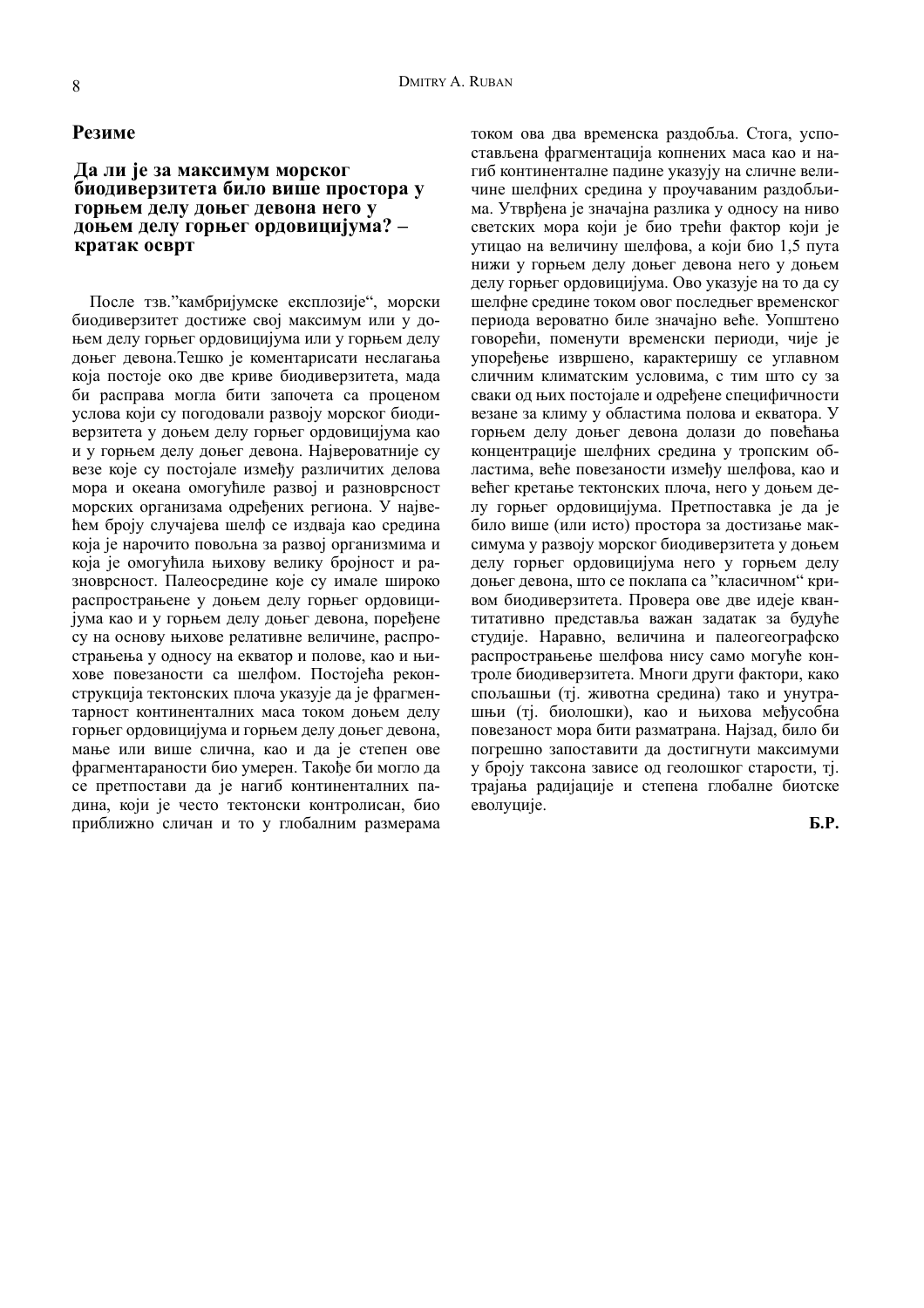## Резиме

### Да ли је за максимум морског биодиверзитета било више простора у горњем делу доњег девона него у доњем делу горњег ордовицијума? – кратак осврт

После тзв."камбријумске експлозије", морски биодиверзитет достиже свој максимум или у доњем делу горњег ордовицијума или у горњем делу доњег девона.Тешко је коментарисати неслагања која постоје око две криве биодиверзитета, мада би расправа могла бити започета са проценом услова који су погодовали развоју морског биодиверзитета у доњем делу горњег ордовицијума као и у горњем делу доњег девона. Највероватније су везе које су постојале између различитих делова мора и океана омогућиле развој и разноврсност морских организама одређених региона. У највећем броју случајева шелф се издваја као средина која је нарочито повољна за развој организмима и која је омогућила њихову велику бројност и разноврсност. Палеосредине које су имале широко распрострањене у доњем делу горњег ордовицијума као и у горњем делу доњег девона, поређене су на основу њихове релативне величине, распрострањења у односу на екватор и полове, као и њихове повезаности са шелфом. Постојећа реконструкција тектонских плоча указује да је фрагментарност континенталних маса током доњем делу горњег ордовицијума и горњем делу доњег девона, мање или више слична, као и да је степен ове фрагментараности био умерен. Такође би могло да се претпостави да је нагиб континенталних падина, који је често тектонски контролисан, био приближно сличан и то у глобалним размерама током ова два временска раздобља. Стога, успостављена фрагментација копнених маса као и нагиб континенталне падине указују на сличне величине шелфних средина у проучаваним раздобљима. Утврђена је значајна разлика у односу на ниво светских мора који је био трећи фактор који је утицао на величину шелфова, а који био 1,5 пута нижи у горњем делу доњег девона него у доњем делу горњег ордовицијума. Ово указује на то да су шелфне средине током овог последњег временског периода вероватно биле значајно веће. Уопштено говорећи, поменути временски периоди, чије је упоређење извршено, карактеришу се углавном сличним климатским условима, с тим што су за сваки од њих постојале и одређене специфичности везане за климу у областима полова и екватора. У горњем делу доњег девона долази до повећања концентрације шелфних средина у тропским областима, веће повезаности између шелфова, као и већег кретање тектонских плоча, него у доњем делу горњег ордовицијума. Претпоставка је да је било више (или исто) простора за достизање максимума у развоју морског биодиверзитета у доњем делу горњег ордовицијума него у горњем делу доњег девона, што се поклапа са "класичном" кривом биодиверзитета. Провера ове две идеје квантитативно представља важан задатак за будуће студије. Наравно, величина и палеогеографско распрострањење шелфова нису само могуће контроле биодиверзитета. Многи други фактори, како спољашњи (тј. животна средина) тако и унутрашњи (тј. биолошки), као и њихова међусобна повезаност мора бити разматрана. Најзад, било би погрешно запоставити да достигнути максимуми у броју таксона зависе од геолошког старости, тј. трајања радијације и степена глобалне биотске еволуције.

**Б.Р.**